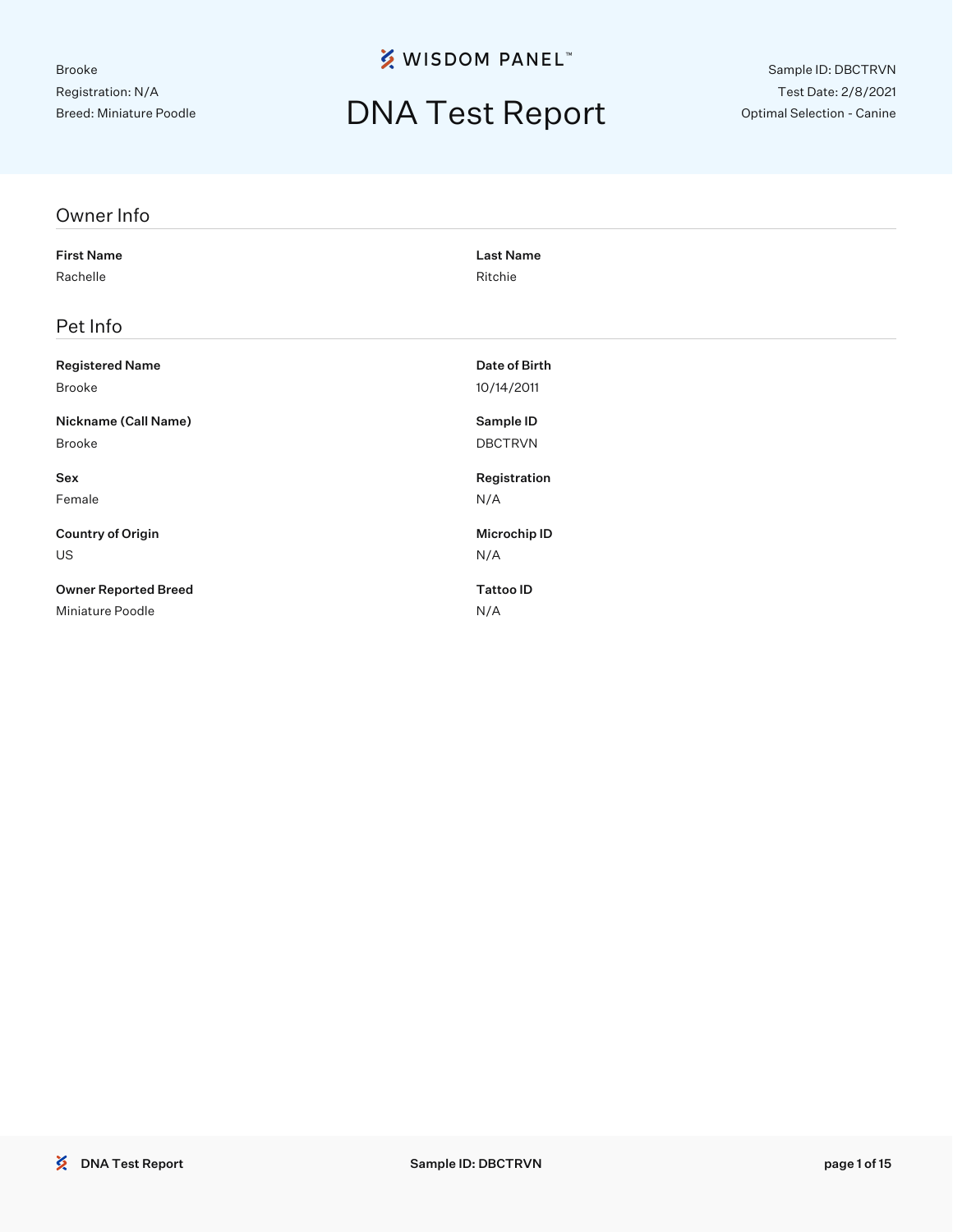Brooke
Registration: N/A
Breed: Miniature Poodle

WISDOM PANEL™

# DNA Test Report

Sample ID: DBCTRVN
Test Date: 2/8/2021
Optimal Selection - Canine

## Owner Info

**First Name**
Rachelle

**Last Name**
Ritchie

## Pet Info

**Registered Name**
Brooke

**Date of Birth**
10/14/2011

**Nickname (Call Name)**
Brooke

**Sample ID**
DBCTRVN

**Sex**
Female

**Registration**
N/A

**Country of Origin**
US

**Microchip ID**
N/A

**Owner Reported Breed**
Miniature Poodle

**Tattoo ID**
N/A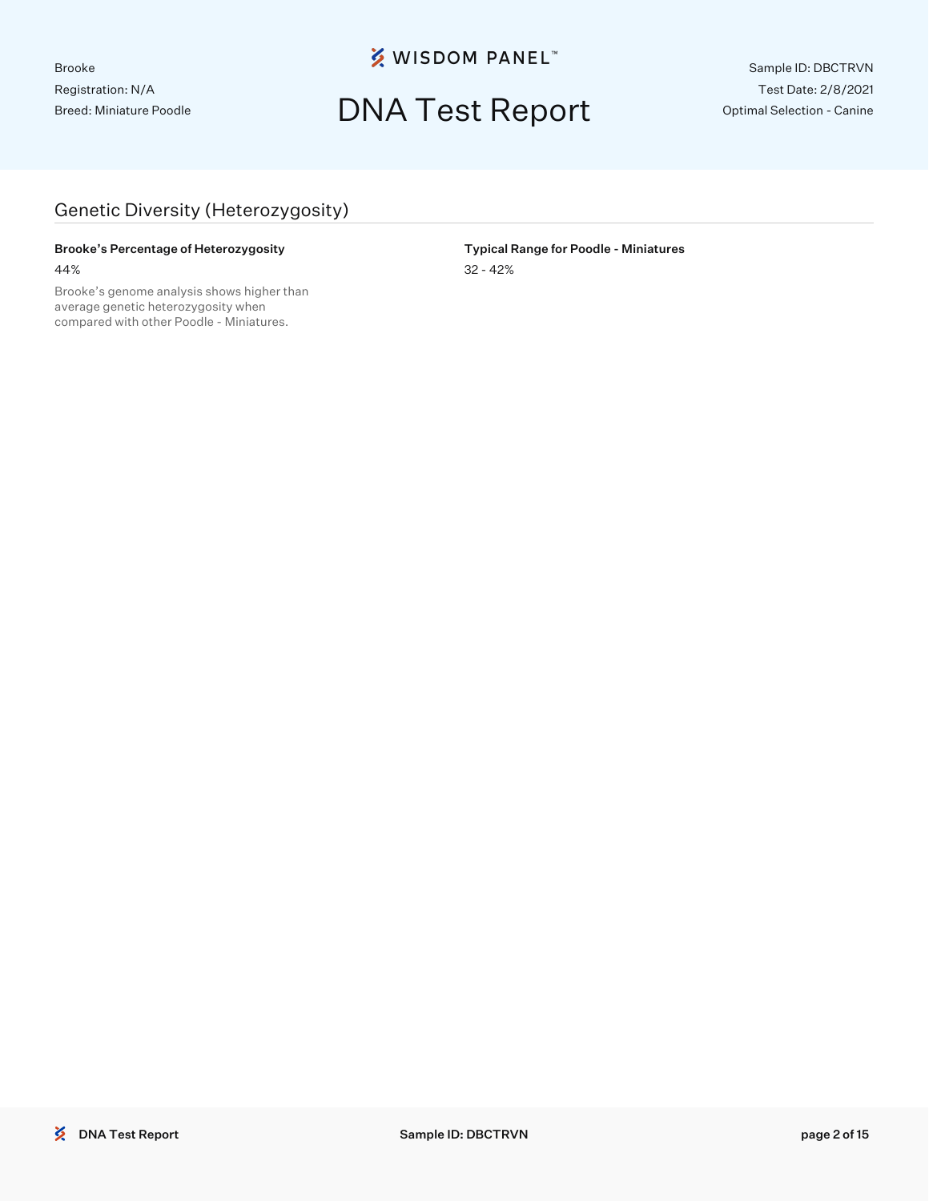## Genetic Diversity (Heterozygosity)

**Brooke's Percentage of Heterozygosity**

44%

Brooke's genome analysis shows higher than average genetic heterozygosity when compared with other Poodle - Miniatures.

**Typical Range for Poodle - Miniatures**

32 - 42%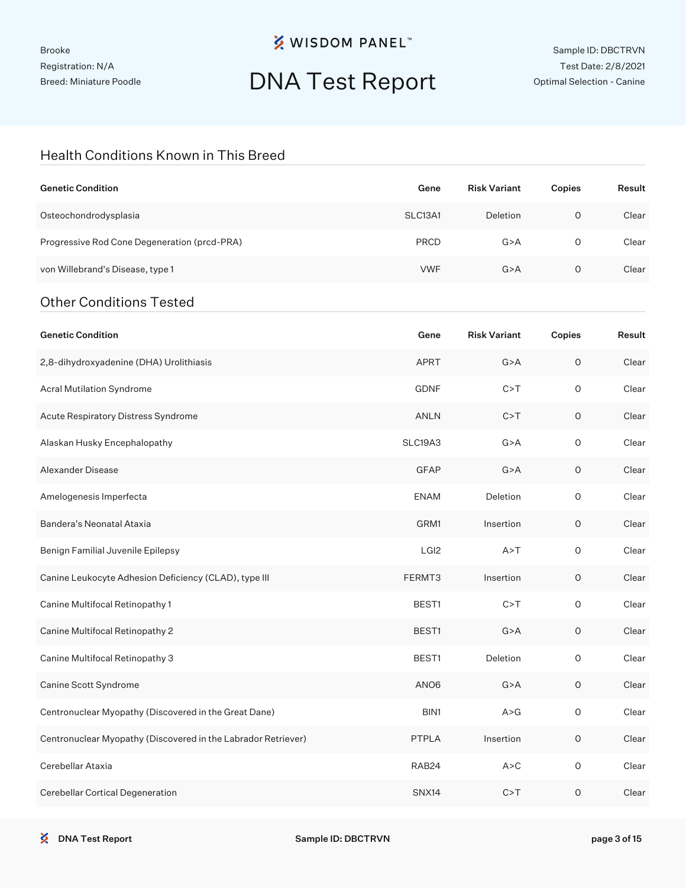Brooke
Registration: N/A
Breed: Miniature Poodle

WISDOM PANEL™

# DNA Test Report

Sample ID: DBCTRVN
Test Date: 2/8/2021
Optimal Selection - Canine

## Health Conditions Known in This Breed

| Genetic Condition | Gene | Risk Variant | Copies | Result |
|---|---|---|---|---|
| Osteochondrodysplasia | SLC13A1 | Deletion | 0 | Clear |
| Progressive Rod Cone Degeneration (prcd-PRA) | PRCD | G>A | 0 | Clear |
| von Willebrand's Disease, type 1 | VWF | G>A | 0 | Clear |

## Other Conditions Tested

| Genetic Condition | Gene | Risk Variant | Copies | Result |
|---|---|---|---|---|
| 2,8-dihydroxyadenine (DHA) Urolithiasis | APRT | G>A | 0 | Clear |
| Acral Mutilation Syndrome | GDNF | C>T | 0 | Clear |
| Acute Respiratory Distress Syndrome | ANLN | C>T | 0 | Clear |
| Alaskan Husky Encephalopathy | SLC19A3 | G>A | 0 | Clear |
| Alexander Disease | GFAP | G>A | 0 | Clear |
| Amelogenesis Imperfecta | ENAM | Deletion | 0 | Clear |
| Bandera's Neonatal Ataxia | GRM1 | Insertion | 0 | Clear |
| Benign Familial Juvenile Epilepsy | LGI2 | A>T | 0 | Clear |
| Canine Leukocyte Adhesion Deficiency (CLAD), type III | FERMT3 | Insertion | 0 | Clear |
| Canine Multifocal Retinopathy 1 | BEST1 | C>T | 0 | Clear |
| Canine Multifocal Retinopathy 2 | BEST1 | G>A | 0 | Clear |
| Canine Multifocal Retinopathy 3 | BEST1 | Deletion | 0 | Clear |
| Canine Scott Syndrome | ANO6 | G>A | 0 | Clear |
| Centronuclear Myopathy (Discovered in the Great Dane) | BIN1 | A>G | 0 | Clear |
| Centronuclear Myopathy (Discovered in the Labrador Retriever) | PTPLA | Insertion | 0 | Clear |
| Cerebellar Ataxia | RAB24 | A>C | 0 | Clear |
| Cerebellar Cortical Degeneration | SNX14 | C>T | 0 | Clear |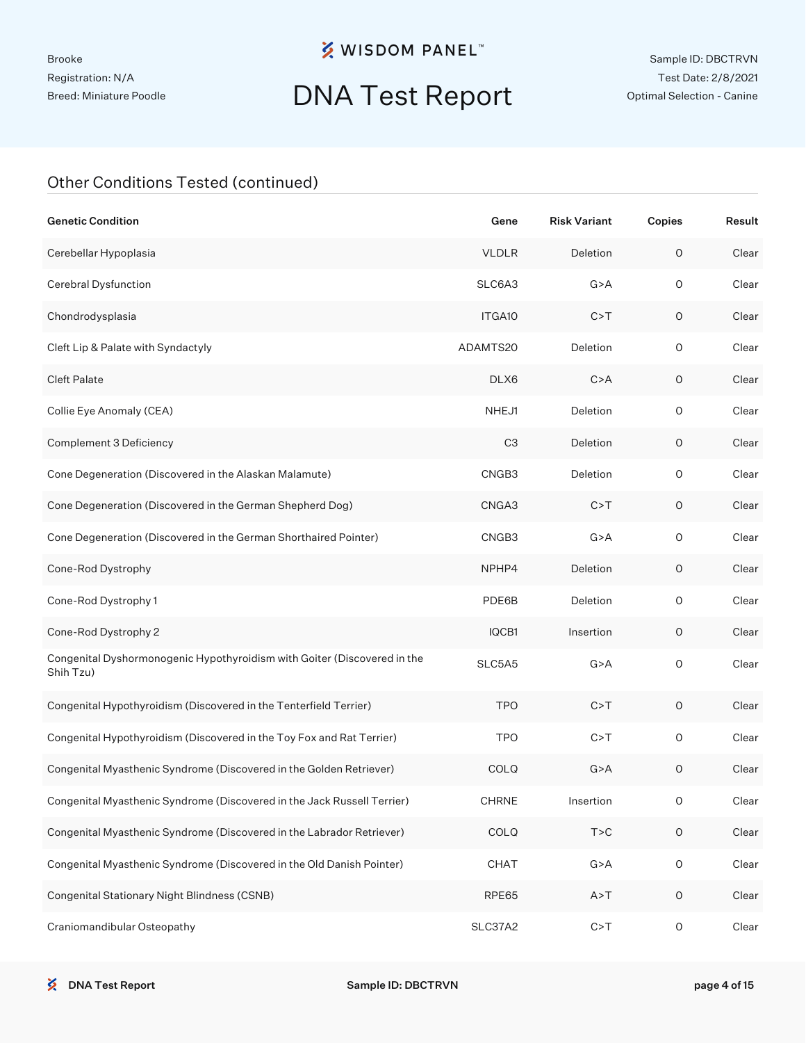## Other Conditions Tested (continued)

| Genetic Condition | Gene | Risk Variant | Copies | Result |
|---|---|---|---|---|
| Cerebellar Hypoplasia | VLDLR | Deletion | 0 | Clear |
| Cerebral Dysfunction | SLC6A3 | G>A | 0 | Clear |
| Chondrodysplasia | ITGA10 | C>T | 0 | Clear |
| Cleft Lip & Palate with Syndactyly | ADAMTS20 | Deletion | 0 | Clear |
| Cleft Palate | DLX6 | C>A | 0 | Clear |
| Collie Eye Anomaly (CEA) | NHEJ1 | Deletion | 0 | Clear |
| Complement 3 Deficiency | C3 | Deletion | 0 | Clear |
| Cone Degeneration (Discovered in the Alaskan Malamute) | CNGB3 | Deletion | 0 | Clear |
| Cone Degeneration (Discovered in the German Shepherd Dog) | CNGA3 | C>T | 0 | Clear |
| Cone Degeneration (Discovered in the German Shorthaired Pointer) | CNGB3 | G>A | 0 | Clear |
| Cone-Rod Dystrophy | NPHP4 | Deletion | 0 | Clear |
| Cone-Rod Dystrophy 1 | PDE6B | Deletion | 0 | Clear |
| Cone-Rod Dystrophy 2 | IQCB1 | Insertion | 0 | Clear |
| Congenital Dyshormonogenic Hypothyroidism with Goiter (Discovered in the Shih Tzu) | SLC5A5 | G>A | 0 | Clear |
| Congenital Hypothyroidism (Discovered in the Tenterfield Terrier) | TPO | C>T | 0 | Clear |
| Congenital Hypothyroidism (Discovered in the Toy Fox and Rat Terrier) | TPO | C>T | 0 | Clear |
| Congenital Myasthenic Syndrome (Discovered in the Golden Retriever) | COLQ | G>A | 0 | Clear |
| Congenital Myasthenic Syndrome (Discovered in the Jack Russell Terrier) | CHRNE | Insertion | 0 | Clear |
| Congenital Myasthenic Syndrome (Discovered in the Labrador Retriever) | COLQ | T>C | 0 | Clear |
| Congenital Myasthenic Syndrome (Discovered in the Old Danish Pointer) | CHAT | G>A | 0 | Clear |
| Congenital Stationary Night Blindness (CSNB) | RPE65 | A>T | 0 | Clear |
| Craniomandibular Osteopathy | SLC37A2 | C>T | 0 | Clear |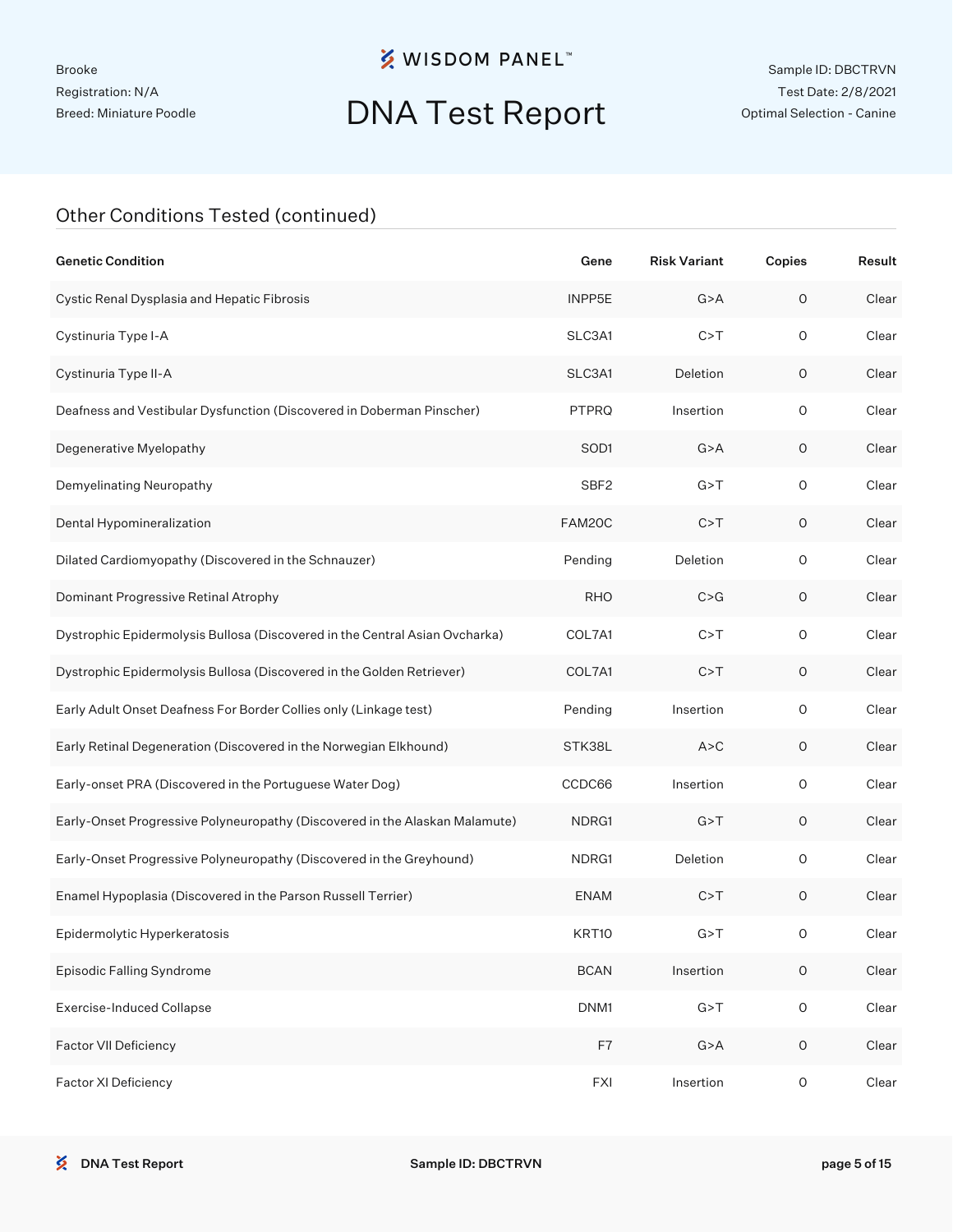## Other Conditions Tested (continued)

| Genetic Condition | Gene | Risk Variant | Copies | Result |
|---|---|---|---|---|
| Cystic Renal Dysplasia and Hepatic Fibrosis | INPP5E | G>A | 0 | Clear |
| Cystinuria Type I-A | SLC3A1 | C>T | 0 | Clear |
| Cystinuria Type II-A | SLC3A1 | Deletion | 0 | Clear |
| Deafness and Vestibular Dysfunction (Discovered in Doberman Pinscher) | PTPRQ | Insertion | 0 | Clear |
| Degenerative Myelopathy | SOD1 | G>A | 0 | Clear |
| Demyelinating Neuropathy | SBF2 | G>T | 0 | Clear |
| Dental Hypomineralization | FAM20C | C>T | 0 | Clear |
| Dilated Cardiomyopathy (Discovered in the Schnauzer) | Pending | Deletion | 0 | Clear |
| Dominant Progressive Retinal Atrophy | RHO | C>G | 0 | Clear |
| Dystrophic Epidermolysis Bullosa (Discovered in the Central Asian Ovcharka) | COL7A1 | C>T | 0 | Clear |
| Dystrophic Epidermolysis Bullosa (Discovered in the Golden Retriever) | COL7A1 | C>T | 0 | Clear |
| Early Adult Onset Deafness For Border Collies only (Linkage test) | Pending | Insertion | 0 | Clear |
| Early Retinal Degeneration (Discovered in the Norwegian Elkhound) | STK38L | A>C | 0 | Clear |
| Early-onset PRA (Discovered in the Portuguese Water Dog) | CCDC66 | Insertion | 0 | Clear |
| Early-Onset Progressive Polyneuropathy (Discovered in the Alaskan Malamute) | NDRG1 | G>T | 0 | Clear |
| Early-Onset Progressive Polyneuropathy (Discovered in the Greyhound) | NDRG1 | Deletion | 0 | Clear |
| Enamel Hypoplasia (Discovered in the Parson Russell Terrier) | ENAM | C>T | 0 | Clear |
| Epidermolytic Hyperkeratosis | KRT10 | G>T | 0 | Clear |
| Episodic Falling Syndrome | BCAN | Insertion | 0 | Clear |
| Exercise-Induced Collapse | DNM1 | G>T | 0 | Clear |
| Factor VII Deficiency | F7 | G>A | 0 | Clear |
| Factor XI Deficiency | FXI | Insertion | 0 | Clear |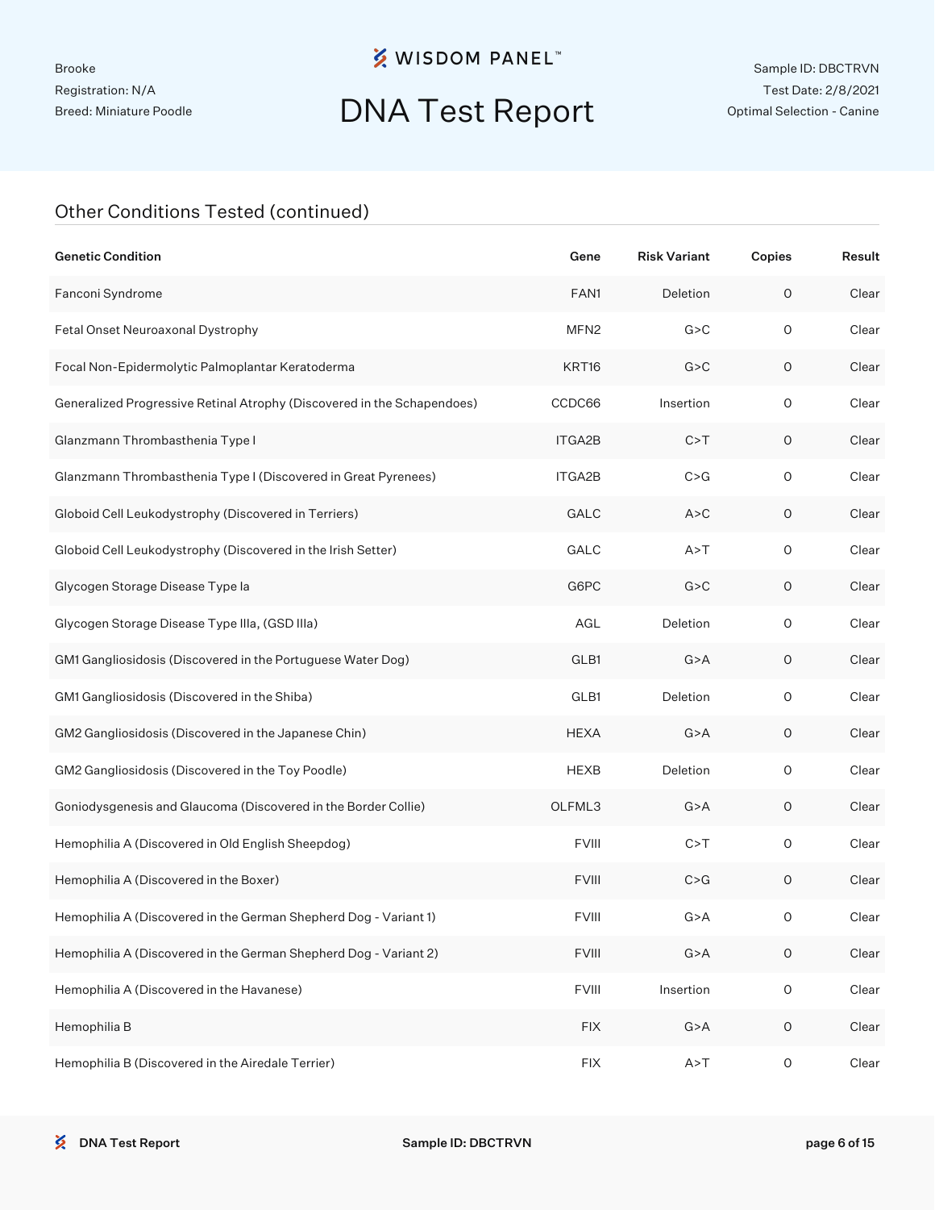## Other Conditions Tested (continued)

| Genetic Condition | Gene | Risk Variant | Copies | Result |
|---|---|---|---|---|
| Fanconi Syndrome | FAN1 | Deletion | 0 | Clear |
| Fetal Onset Neuroaxonal Dystrophy | MFN2 | G>C | 0 | Clear |
| Focal Non-Epidermolytic Palmoplantar Keratoderma | KRT16 | G>C | 0 | Clear |
| Generalized Progressive Retinal Atrophy (Discovered in the Schapendoes) | CCDC66 | Insertion | 0 | Clear |
| Glanzmann Thrombasthenia Type I | ITGA2B | C>T | 0 | Clear |
| Glanzmann Thrombasthenia Type I (Discovered in Great Pyrenees) | ITGA2B | C>G | 0 | Clear |
| Globoid Cell Leukodystrophy (Discovered in Terriers) | GALC | A>C | 0 | Clear |
| Globoid Cell Leukodystrophy (Discovered in the Irish Setter) | GALC | A>T | 0 | Clear |
| Glycogen Storage Disease Type Ia | G6PC | G>C | 0 | Clear |
| Glycogen Storage Disease Type IIIa, (GSD IIIa) | AGL | Deletion | 0 | Clear |
| GM1 Gangliosidosis (Discovered in the Portuguese Water Dog) | GLB1 | G>A | 0 | Clear |
| GM1 Gangliosidosis (Discovered in the Shiba) | GLB1 | Deletion | 0 | Clear |
| GM2 Gangliosidosis (Discovered in the Japanese Chin) | HEXA | G>A | 0 | Clear |
| GM2 Gangliosidosis (Discovered in the Toy Poodle) | HEXB | Deletion | 0 | Clear |
| Goniodysgenesis and Glaucoma (Discovered in the Border Collie) | OLFML3 | G>A | 0 | Clear |
| Hemophilia A (Discovered in Old English Sheepdog) | FVIII | C>T | 0 | Clear |
| Hemophilia A (Discovered in the Boxer) | FVIII | C>G | 0 | Clear |
| Hemophilia A (Discovered in the German Shepherd Dog - Variant 1) | FVIII | G>A | 0 | Clear |
| Hemophilia A (Discovered in the German Shepherd Dog - Variant 2) | FVIII | G>A | 0 | Clear |
| Hemophilia A (Discovered in the Havanese) | FVIII | Insertion | 0 | Clear |
| Hemophilia B | FIX | G>A | 0 | Clear |
| Hemophilia B (Discovered in the Airedale Terrier) | FIX | A>T | 0 | Clear |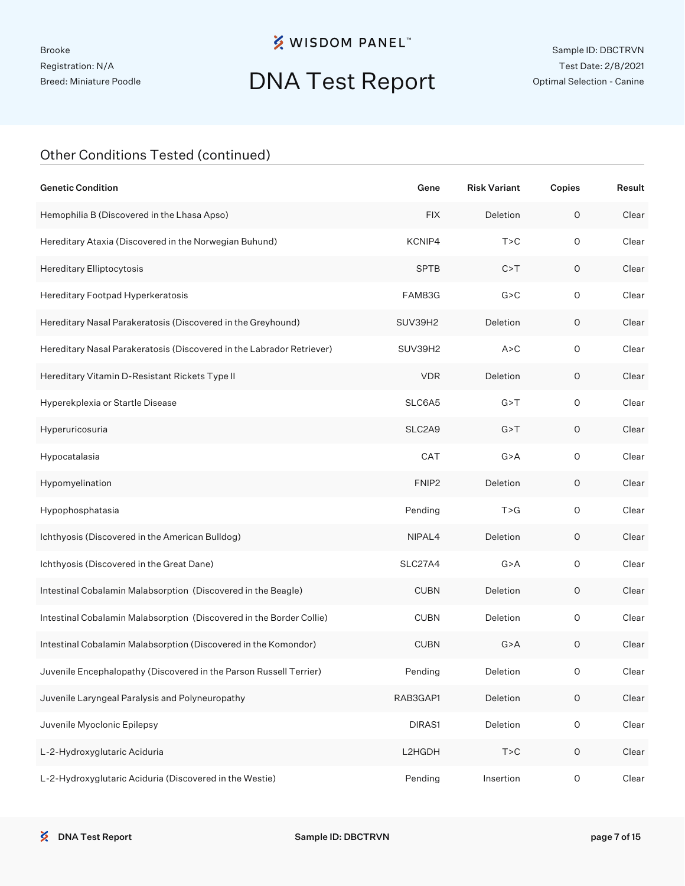## Other Conditions Tested (continued)

| Genetic Condition | Gene | Risk Variant | Copies | Result |
|---|---|---|---|---|
| Hemophilia B (Discovered in the Lhasa Apso) | FIX | Deletion | 0 | Clear |
| Hereditary Ataxia (Discovered in the Norwegian Buhund) | KCNIP4 | T>C | 0 | Clear |
| Hereditary Elliptocytosis | SPTB | C>T | 0 | Clear |
| Hereditary Footpad Hyperkeratosis | FAM83G | G>C | 0 | Clear |
| Hereditary Nasal Parakeratosis (Discovered in the Greyhound) | SUV39H2 | Deletion | 0 | Clear |
| Hereditary Nasal Parakeratosis (Discovered in the Labrador Retriever) | SUV39H2 | A>C | 0 | Clear |
| Hereditary Vitamin D-Resistant Rickets Type II | VDR | Deletion | 0 | Clear |
| Hyperekplexia or Startle Disease | SLC6A5 | G>T | 0 | Clear |
| Hyperuricosuria | SLC2A9 | G>T | 0 | Clear |
| Hypocatalasia | CAT | G>A | 0 | Clear |
| Hypomyelination | FNIP2 | Deletion | 0 | Clear |
| Hypophosphatasia | Pending | T>G | 0 | Clear |
| Ichthyosis (Discovered in the American Bulldog) | NIPAL4 | Deletion | 0 | Clear |
| Ichthyosis (Discovered in the Great Dane) | SLC27A4 | G>A | 0 | Clear |
| Intestinal Cobalamin Malabsorption (Discovered in the Beagle) | CUBN | Deletion | 0 | Clear |
| Intestinal Cobalamin Malabsorption (Discovered in the Border Collie) | CUBN | Deletion | 0 | Clear |
| Intestinal Cobalamin Malabsorption (Discovered in the Komondor) | CUBN | G>A | 0 | Clear |
| Juvenile Encephalopathy (Discovered in the Parson Russell Terrier) | Pending | Deletion | 0 | Clear |
| Juvenile Laryngeal Paralysis and Polyneuropathy | RAB3GAP1 | Deletion | 0 | Clear |
| Juvenile Myoclonic Epilepsy | DIRAS1 | Deletion | 0 | Clear |
| L-2-Hydroxyglutaric Aciduria | L2HGDH | T>C | 0 | Clear |
| L-2-Hydroxyglutaric Aciduria (Discovered in the Westie) | Pending | Insertion | 0 | Clear |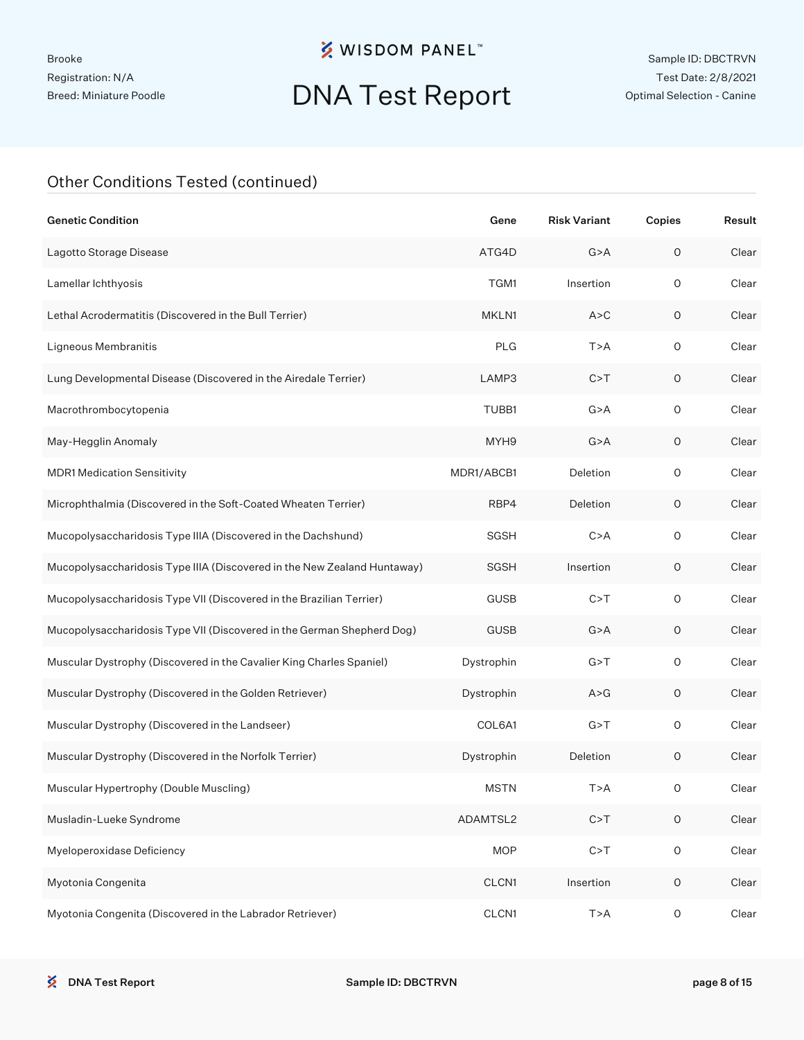## Other Conditions Tested (continued)

| Genetic Condition | Gene | Risk Variant | Copies | Result |
|---|---|---|---|---|
| Lagotto Storage Disease | ATG4D | G>A | 0 | Clear |
| Lamellar Ichthyosis | TGM1 | Insertion | 0 | Clear |
| Lethal Acrodermatitis (Discovered in the Bull Terrier) | MKLN1 | A>C | 0 | Clear |
| Ligneous Membranitis | PLG | T>A | 0 | Clear |
| Lung Developmental Disease (Discovered in the Airedale Terrier) | LAMP3 | C>T | 0 | Clear |
| Macrothrombocytopenia | TUBB1 | G>A | 0 | Clear |
| May-Hegglin Anomaly | MYH9 | G>A | 0 | Clear |
| MDR1 Medication Sensitivity | MDR1/ABCB1 | Deletion | 0 | Clear |
| Microphthalmia (Discovered in the Soft-Coated Wheaten Terrier) | RBP4 | Deletion | 0 | Clear |
| Mucopolysaccharidosis Type IIIA (Discovered in the Dachshund) | SGSH | C>A | 0 | Clear |
| Mucopolysaccharidosis Type IIIA (Discovered in the New Zealand Huntaway) | SGSH | Insertion | 0 | Clear |
| Mucopolysaccharidosis Type VII (Discovered in the Brazilian Terrier) | GUSB | C>T | 0 | Clear |
| Mucopolysaccharidosis Type VII (Discovered in the German Shepherd Dog) | GUSB | G>A | 0 | Clear |
| Muscular Dystrophy (Discovered in the Cavalier King Charles Spaniel) | Dystrophin | G>T | 0 | Clear |
| Muscular Dystrophy (Discovered in the Golden Retriever) | Dystrophin | A>G | 0 | Clear |
| Muscular Dystrophy (Discovered in the Landseer) | COL6A1 | G>T | 0 | Clear |
| Muscular Dystrophy (Discovered in the Norfolk Terrier) | Dystrophin | Deletion | 0 | Clear |
| Muscular Hypertrophy (Double Muscling) | MSTN | T>A | 0 | Clear |
| Musladin-Lueke Syndrome | ADAMTSL2 | C>T | 0 | Clear |
| Myeloperoxidase Deficiency | MOP | C>T | 0 | Clear |
| Myotonia Congenita | CLCN1 | Insertion | 0 | Clear |
| Myotonia Congenita (Discovered in the Labrador Retriever) | CLCN1 | T>A | 0 | Clear |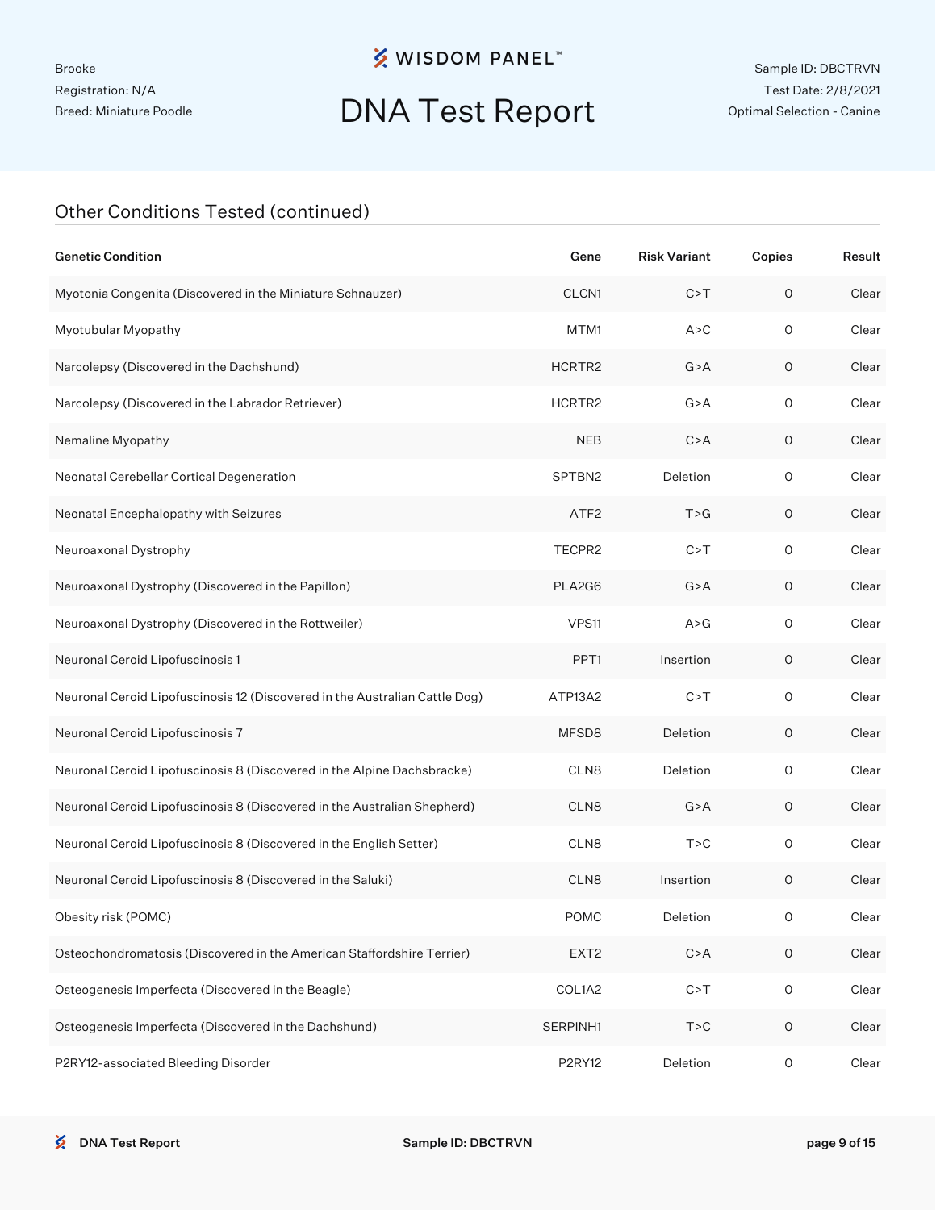Brooke
Registration: N/A
Breed: Miniature Poodle

# DNA Test Report

Sample ID: DBCTRVN
Test Date: 2/8/2021
Optimal Selection - Canine

## Other Conditions Tested (continued)

| Genetic Condition | Gene | Risk Variant | Copies | Result |
|---|---|---|---|---|
| Myotonia Congenita (Discovered in the Miniature Schnauzer) | CLCN1 | C>T | 0 | Clear |
| Myotubular Myopathy | MTM1 | A>C | 0 | Clear |
| Narcolepsy (Discovered in the Dachshund) | HCRTR2 | G>A | 0 | Clear |
| Narcolepsy (Discovered in the Labrador Retriever) | HCRTR2 | G>A | 0 | Clear |
| Nemaline Myopathy | NEB | C>A | 0 | Clear |
| Neonatal Cerebellar Cortical Degeneration | SPTBN2 | Deletion | 0 | Clear |
| Neonatal Encephalopathy with Seizures | ATF2 | T>G | 0 | Clear |
| Neuroaxonal Dystrophy | TECPR2 | C>T | 0 | Clear |
| Neuroaxonal Dystrophy (Discovered in the Papillon) | PLA2G6 | G>A | 0 | Clear |
| Neuroaxonal Dystrophy (Discovered in the Rottweiler) | VPS11 | A>G | 0 | Clear |
| Neuronal Ceroid Lipofuscinosis 1 | PPT1 | Insertion | 0 | Clear |
| Neuronal Ceroid Lipofuscinosis 12 (Discovered in the Australian Cattle Dog) | ATP13A2 | C>T | 0 | Clear |
| Neuronal Ceroid Lipofuscinosis 7 | MFSD8 | Deletion | 0 | Clear |
| Neuronal Ceroid Lipofuscinosis 8 (Discovered in the Alpine Dachsbracke) | CLN8 | Deletion | 0 | Clear |
| Neuronal Ceroid Lipofuscinosis 8 (Discovered in the Australian Shepherd) | CLN8 | G>A | 0 | Clear |
| Neuronal Ceroid Lipofuscinosis 8 (Discovered in the English Setter) | CLN8 | T>C | 0 | Clear |
| Neuronal Ceroid Lipofuscinosis 8 (Discovered in the Saluki) | CLN8 | Insertion | 0 | Clear |
| Obesity risk (POMC) | POMC | Deletion | 0 | Clear |
| Osteochondromatosis (Discovered in the American Staffordshire Terrier) | EXT2 | C>A | 0 | Clear |
| Osteogenesis Imperfecta (Discovered in the Beagle) | COL1A2 | C>T | 0 | Clear |
| Osteogenesis Imperfecta (Discovered in the Dachshund) | SERPINH1 | T>C | 0 | Clear |
| P2RY12-associated Bleeding Disorder | P2RY12 | Deletion | 0 | Clear |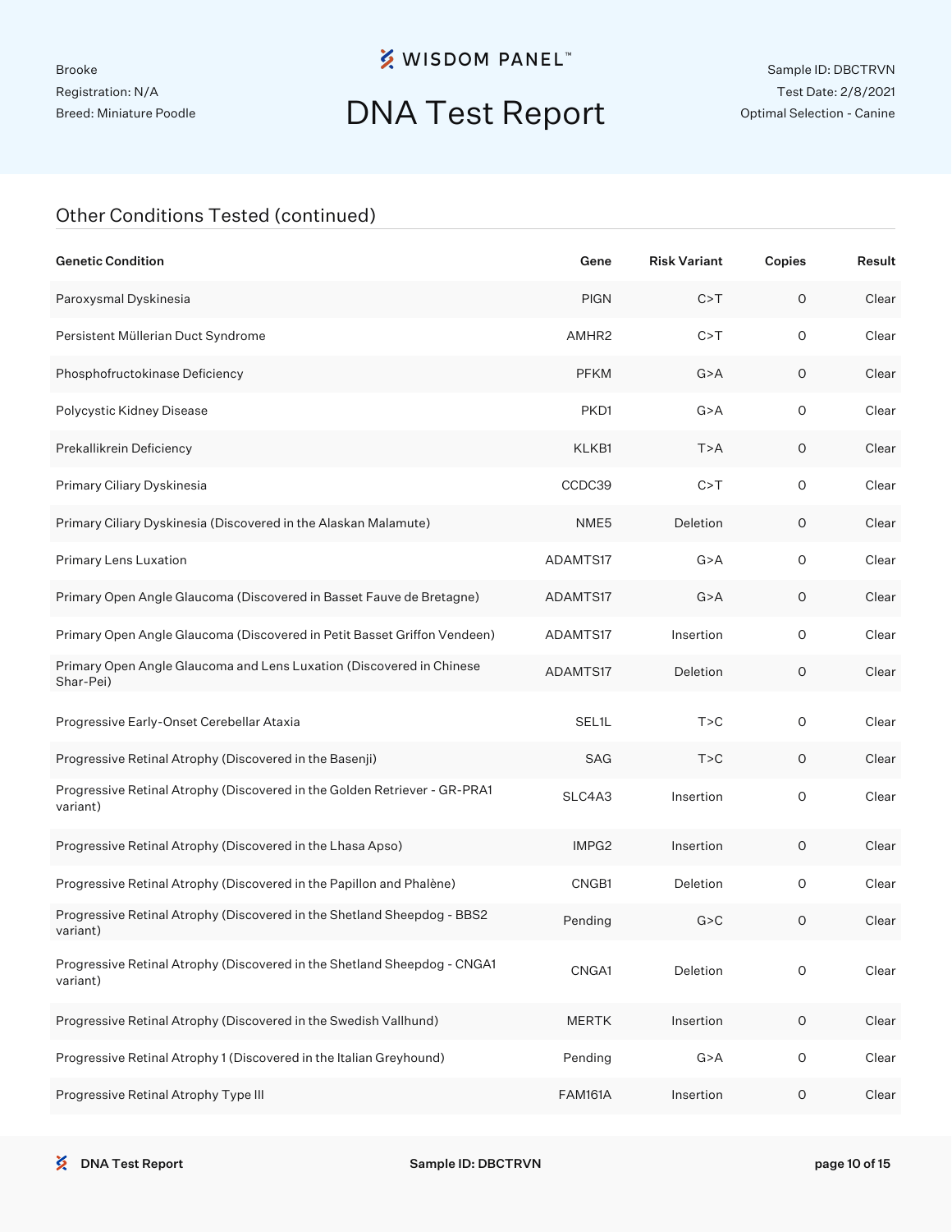Brooke
Registration: N/A
Breed: Miniature Poodle

# DNA Test Report

Sample ID: DBCTRVN
Test Date: 2/8/2021
Optimal Selection - Canine

## Other Conditions Tested (continued)

| Genetic Condition | Gene | Risk Variant | Copies | Result |
|---|---|---|---|---|
| Paroxysmal Dyskinesia | PIGN | C>T | 0 | Clear |
| Persistent Müllerian Duct Syndrome | AMHR2 | C>T | 0 | Clear |
| Phosphofructokinase Deficiency | PFKM | G>A | 0 | Clear |
| Polycystic Kidney Disease | PKD1 | G>A | 0 | Clear |
| Prekallikrein Deficiency | KLKB1 | T>A | 0 | Clear |
| Primary Ciliary Dyskinesia | CCDC39 | C>T | 0 | Clear |
| Primary Ciliary Dyskinesia (Discovered in the Alaskan Malamute) | NME5 | Deletion | 0 | Clear |
| Primary Lens Luxation | ADAMTS17 | G>A | 0 | Clear |
| Primary Open Angle Glaucoma (Discovered in Basset Fauve de Bretagne) | ADAMTS17 | G>A | 0 | Clear |
| Primary Open Angle Glaucoma (Discovered in Petit Basset Griffon Vendeen) | ADAMTS17 | Insertion | 0 | Clear |
| Primary Open Angle Glaucoma and Lens Luxation (Discovered in Chinese Shar-Pei) | ADAMTS17 | Deletion | 0 | Clear |
| Progressive Early-Onset Cerebellar Ataxia | SEL1L | T>C | 0 | Clear |
| Progressive Retinal Atrophy (Discovered in the Basenji) | SAG | T>C | 0 | Clear |
| Progressive Retinal Atrophy (Discovered in the Golden Retriever - GR-PRA1 variant) | SLC4A3 | Insertion | 0 | Clear |
| Progressive Retinal Atrophy (Discovered in the Lhasa Apso) | IMPG2 | Insertion | 0 | Clear |
| Progressive Retinal Atrophy (Discovered in the Papillon and Phalène) | CNGB1 | Deletion | 0 | Clear |
| Progressive Retinal Atrophy (Discovered in the Shetland Sheepdog - BBS2 variant) | Pending | G>C | 0 | Clear |
| Progressive Retinal Atrophy (Discovered in the Shetland Sheepdog - CNGA1 variant) | CNGA1 | Deletion | 0 | Clear |
| Progressive Retinal Atrophy (Discovered in the Swedish Vallhund) | MERTK | Insertion | 0 | Clear |
| Progressive Retinal Atrophy 1 (Discovered in the Italian Greyhound) | Pending | G>A | 0 | Clear |
| Progressive Retinal Atrophy Type III | FAM161A | Insertion | 0 | Clear |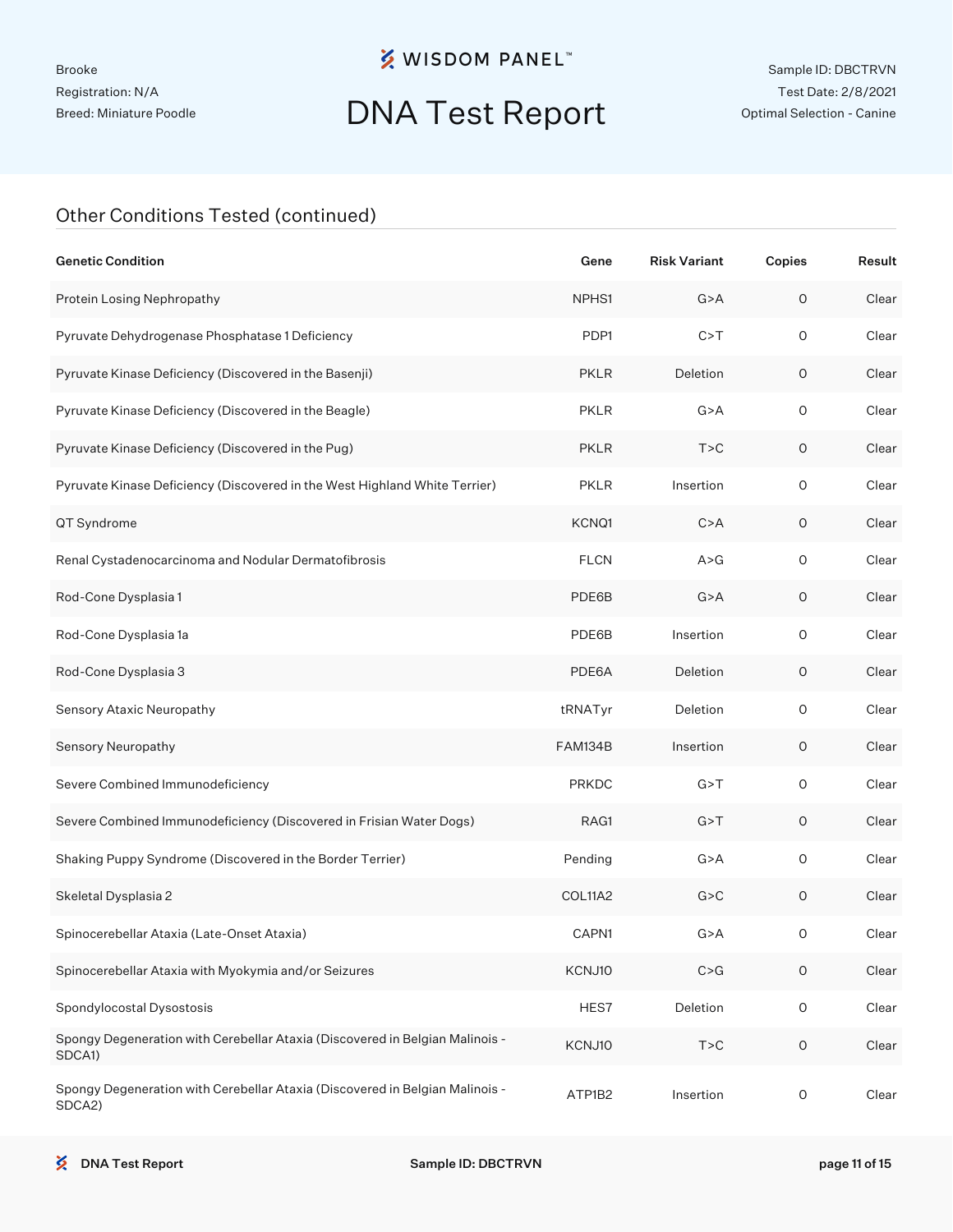## Other Conditions Tested (continued)

| Genetic Condition | Gene | Risk Variant | Copies | Result |
|---|---|---|---|---|
| Protein Losing Nephropathy | NPHS1 | G>A | 0 | Clear |
| Pyruvate Dehydrogenase Phosphatase 1 Deficiency | PDP1 | C>T | 0 | Clear |
| Pyruvate Kinase Deficiency (Discovered in the Basenji) | PKLR | Deletion | 0 | Clear |
| Pyruvate Kinase Deficiency (Discovered in the Beagle) | PKLR | G>A | 0 | Clear |
| Pyruvate Kinase Deficiency (Discovered in the Pug) | PKLR | T>C | 0 | Clear |
| Pyruvate Kinase Deficiency (Discovered in the West Highland White Terrier) | PKLR | Insertion | 0 | Clear |
| QT Syndrome | KCNQ1 | C>A | 0 | Clear |
| Renal Cystadenocarcinoma and Nodular Dermatofibrosis | FLCN | A>G | 0 | Clear |
| Rod-Cone Dysplasia 1 | PDE6B | G>A | 0 | Clear |
| Rod-Cone Dysplasia 1a | PDE6B | Insertion | 0 | Clear |
| Rod-Cone Dysplasia 3 | PDE6A | Deletion | 0 | Clear |
| Sensory Ataxic Neuropathy | tRNATyr | Deletion | 0 | Clear |
| Sensory Neuropathy | FAM134B | Insertion | 0 | Clear |
| Severe Combined Immunodeficiency | PRKDC | G>T | 0 | Clear |
| Severe Combined Immunodeficiency (Discovered in Frisian Water Dogs) | RAG1 | G>T | 0 | Clear |
| Shaking Puppy Syndrome (Discovered in the Border Terrier) | Pending | G>A | 0 | Clear |
| Skeletal Dysplasia 2 | COL11A2 | G>C | 0 | Clear |
| Spinocerebellar Ataxia (Late-Onset Ataxia) | CAPN1 | G>A | 0 | Clear |
| Spinocerebellar Ataxia with Myokymia and/or Seizures | KCNJ10 | C>G | 0 | Clear |
| Spondylocostal Dysostosis | HES7 | Deletion | 0 | Clear |
| Spongy Degeneration with Cerebellar Ataxia (Discovered in Belgian Malinois - SDCA1) | KCNJ10 | T>C | 0 | Clear |
| Spongy Degeneration with Cerebellar Ataxia (Discovered in Belgian Malinois - SDCA2) | ATP1B2 | Insertion | 0 | Clear |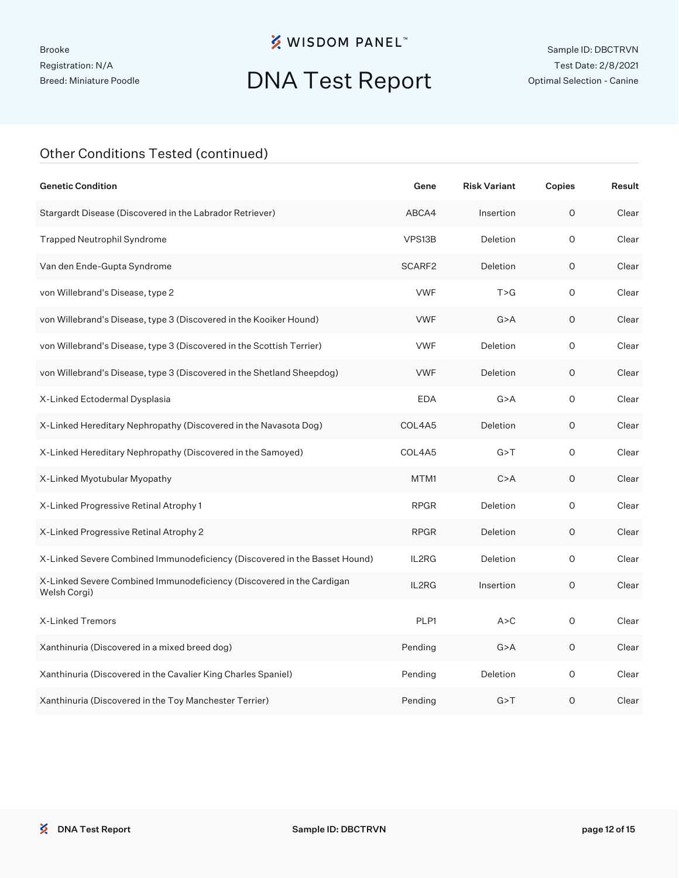## Other Conditions Tested (continued)

| Genetic Condition | Gene | Risk Variant | Copies | Result |
|---|---|---|---|---|
| Stargardt Disease (Discovered in the Labrador Retriever) | ABCA4 | Insertion | 0 | Clear |
| Trapped Neutrophil Syndrome | VPS13B | Deletion | 0 | Clear |
| Van den Ende-Gupta Syndrome | SCARF2 | Deletion | 0 | Clear |
| von Willebrand's Disease, type 2 | VWF | T>G | 0 | Clear |
| von Willebrand's Disease, type 3 (Discovered in the Kooiker Hound) | VWF | G>A | 0 | Clear |
| von Willebrand's Disease, type 3 (Discovered in the Scottish Terrier) | VWF | Deletion | 0 | Clear |
| von Willebrand's Disease, type 3 (Discovered in the Shetland Sheepdog) | VWF | Deletion | 0 | Clear |
| X-Linked Ectodermal Dysplasia | EDA | G>A | 0 | Clear |
| X-Linked Hereditary Nephropathy (Discovered in the Navasota Dog) | COL4A5 | Deletion | 0 | Clear |
| X-Linked Hereditary Nephropathy (Discovered in the Samoyed) | COL4A5 | G>T | 0 | Clear |
| X-Linked Myotubular Myopathy | MTM1 | C>A | 0 | Clear |
| X-Linked Progressive Retinal Atrophy 1 | RPGR | Deletion | 0 | Clear |
| X-Linked Progressive Retinal Atrophy 2 | RPGR | Deletion | 0 | Clear |
| X-Linked Severe Combined Immunodeficiency (Discovered in the Basset Hound) | IL2RG | Deletion | 0 | Clear |
| X-Linked Severe Combined Immunodeficiency (Discovered in the Cardigan Welsh Corgi) | IL2RG | Insertion | 0 | Clear |
| X-Linked Tremors | PLP1 | A>C | 0 | Clear |
| Xanthinuria (Discovered in a mixed breed dog) | Pending | G>A | 0 | Clear |
| Xanthinuria (Discovered in the Cavalier King Charles Spaniel) | Pending | Deletion | 0 | Clear |
| Xanthinuria (Discovered in the Toy Manchester Terrier) | Pending | G>T | 0 | Clear |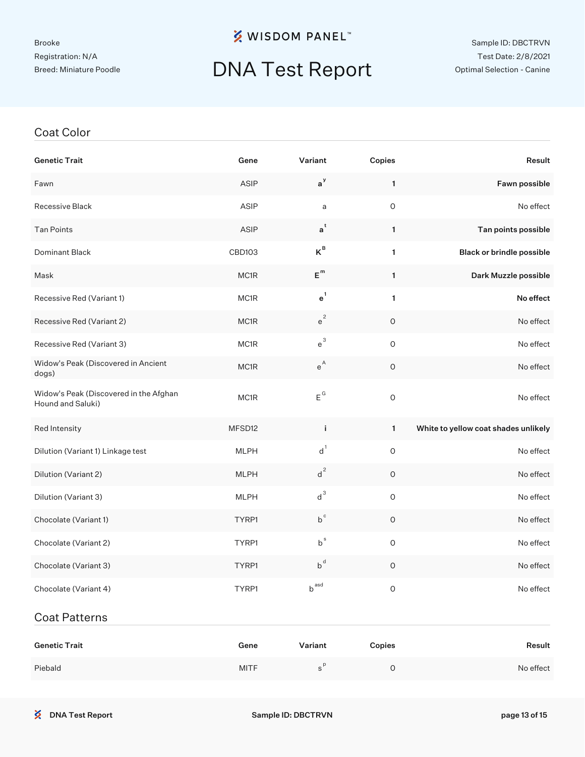Brooke
Registration: N/A
Breed: Miniature Poodle

# WISDOM PANEL™

# DNA Test Report

Sample ID: DBCTRVN
Test Date: 2/8/2021
Optimal Selection - Canine

## Coat Color

| Genetic Trait | Gene | Variant | Copies | Result |
|---|---|---|---|---|
| Fawn | ASIP | **$a^y$** | **1** | **Fawn possible** |
| Recessive Black | ASIP | a | 0 | No effect |
| Tan Points | ASIP | **$a^t$** | **1** | **Tan points possible** |
| Dominant Black | CBD103 | **$K^B$** | **1** | **Black or brindle possible** |
| Mask | MC1R | **$E^m$** | **1** | **Dark Muzzle possible** |
| Recessive Red (Variant 1) | MC1R | **$e^1$** | **1** | **No effect** |
| Recessive Red (Variant 2) | MC1R | $e^2$ | 0 | No effect |
| Recessive Red (Variant 3) | MC1R | $e^3$ | 0 | No effect |
| Widow's Peak (Discovered in Ancient dogs) | MC1R | $e^A$ | 0 | No effect |
| Widow's Peak (Discovered in the Afghan Hound and Saluki) | MC1R | $E^G$ | 0 | No effect |
| Red Intensity | MFSD12 | **i** | **1** | **White to yellow coat shades unlikely** |
| Dilution (Variant 1) Linkage test | MLPH | $d^1$ | 0 | No effect |
| Dilution (Variant 2) | MLPH | $d^2$ | 0 | No effect |
| Dilution (Variant 3) | MLPH | $d^3$ | 0 | No effect |
| Chocolate (Variant 1) | TYRP1 | $b^c$ | 0 | No effect |
| Chocolate (Variant 2) | TYRP1 | $b^s$ | 0 | No effect |
| Chocolate (Variant 3) | TYRP1 | $b^d$ | 0 | No effect |
| Chocolate (Variant 4) | TYRP1 | $b^{asd}$ | 0 | No effect |

## Coat Patterns

| Genetic Trait | Gene | Variant | Copies | Result |
|---|---|---|---|---|
| Piebald | MITF | $s^P$ | 0 | No effect |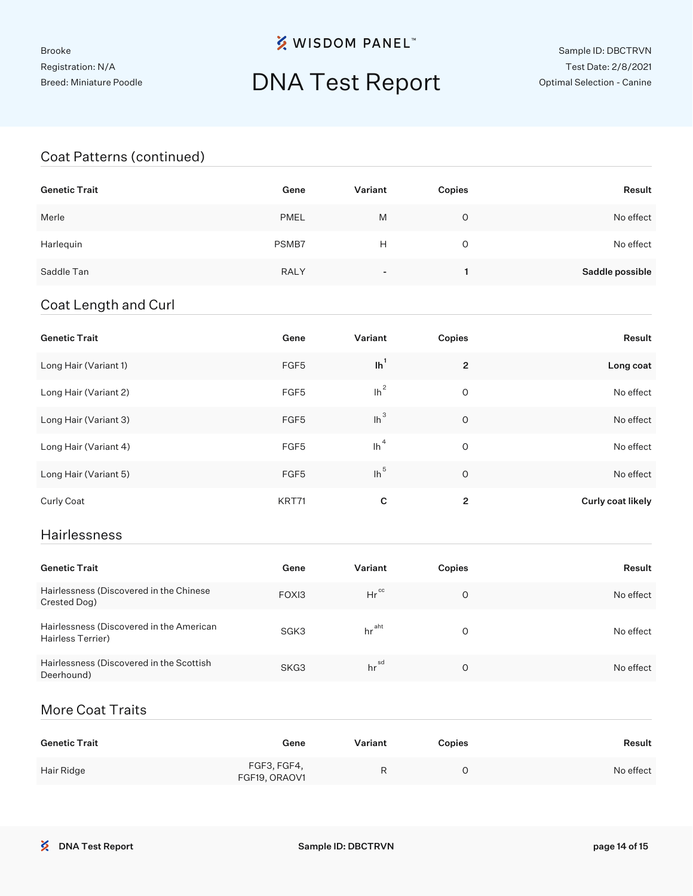Brooke
Registration: N/A
Breed: Miniature Poodle

# WISDOM PANEL™ DNA Test Report

Sample ID: DBCTRVN
Test Date: 2/8/2021
Optimal Selection - Canine

## Coat Patterns (continued)

| Genetic Trait | Gene | Variant | Copies | Result |
|---|---|---|---|---|
| Merle | PMEL | M | 0 | No effect |
| Harlequin | PSMB7 | H | 0 | No effect |
| Saddle Tan | RALY | - | **1** | **Saddle possible** |

## Coat Length and Curl

| Genetic Trait | Gene | Variant | Copies | Result |
|---|---|---|---|---|
| Long Hair (Variant 1) | FGF5 | **$lh^1$** | **2** | **Long coat** |
| Long Hair (Variant 2) | FGF5 | $lh^2$ | 0 | No effect |
| Long Hair (Variant 3) | FGF5 | $lh^3$ | 0 | No effect |
| Long Hair (Variant 4) | FGF5 | $lh^4$ | 0 | No effect |
| Long Hair (Variant 5) | FGF5 | $lh^5$ | 0 | No effect |
| Curly Coat | KRT71 | **C** | **2** | **Curly coat likely** |

## Hairlessness

| Genetic Trait | Gene | Variant | Copies | Result |
|---|---|---|---|---|
| Hairlessness (Discovered in the Chinese Crested Dog) | FOXI3 | $Hr^{cc}$ | 0 | No effect |
| Hairlessness (Discovered in the American Hairless Terrier) | SGK3 | $hr^{aht}$ | 0 | No effect |
| Hairlessness (Discovered in the Scottish Deerhound) | SKG3 | $hr^{sd}$ | 0 | No effect |

## More Coat Traits

| Genetic Trait | Gene | Variant | Copies | Result |
|---|---|---|---|---|
| Hair Ridge | FGF3, FGF4, FGF19, ORAOV1 | R | 0 | No effect |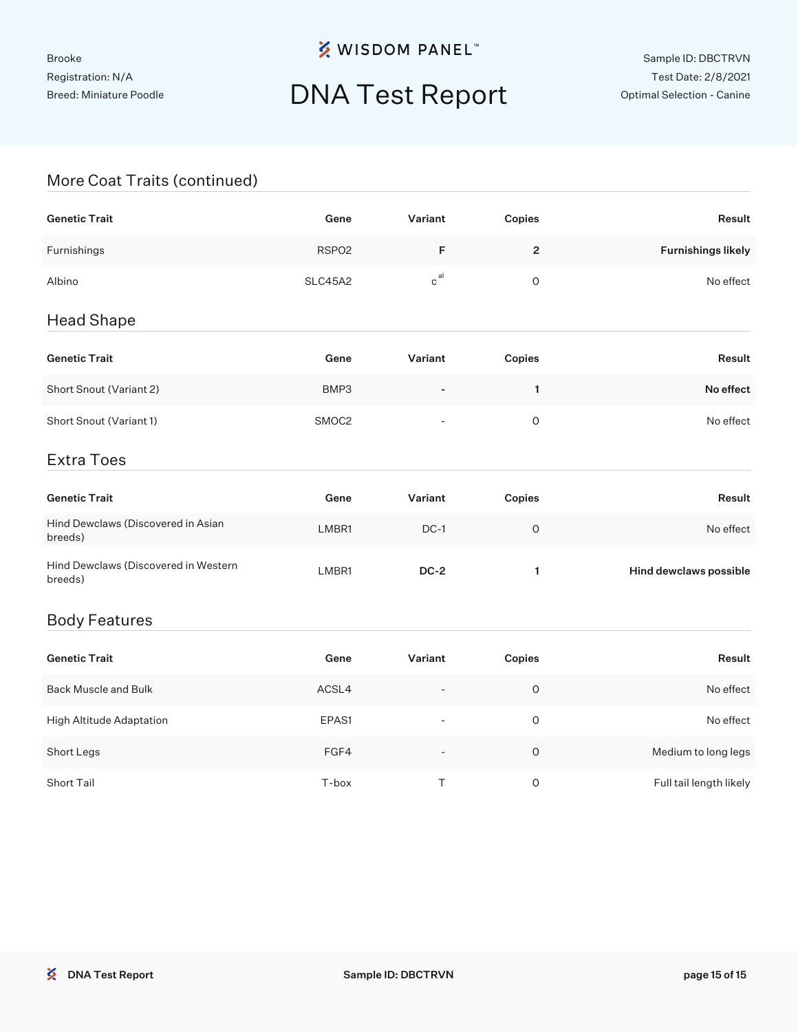Brooke
Registration: N/A
Breed: Miniature Poodle

# DNA Test Report

Sample ID: DBCTRVN
Test Date: 2/8/2021
Optimal Selection - Canine

## More Coat Traits (continued)

| Genetic Trait | Gene | Variant | Copies | Result |
|---|---|---|---|---|
| **Furnishings** | RSPO2 | **F** | **2** | **Furnishings likely** |
| Albino | SLC45A2 | $c^{al}$ | 0 | No effect |

## Head Shape

| Genetic Trait | Gene | Variant | Copies | Result |
|---|---|---|---|---|
| Short Snout (Variant 2) | BMP3 | **-** | **1** | **No effect** |
| Short Snout (Variant 1) | SMOC2 | - | 0 | No effect |

## Extra Toes

| Genetic Trait | Gene | Variant | Copies | Result |
|---|---|---|---|---|
| Hind Dewclaws (Discovered in Asian breeds) | LMBR1 | DC-1 | 0 | No effect |
| Hind Dewclaws (Discovered in Western breeds) | LMBR1 | **DC-2** | **1** | **Hind dewclaws possible** |

## Body Features

| Genetic Trait | Gene | Variant | Copies | Result |
|---|---|---|---|---|
| Back Muscle and Bulk | ACSL4 | - | 0 | No effect |
| High Altitude Adaptation | EPAS1 | - | 0 | No effect |
| Short Legs | FGF4 | - | 0 | Medium to long legs |
| Short Tail | T-box | T | 0 | Full tail length likely |